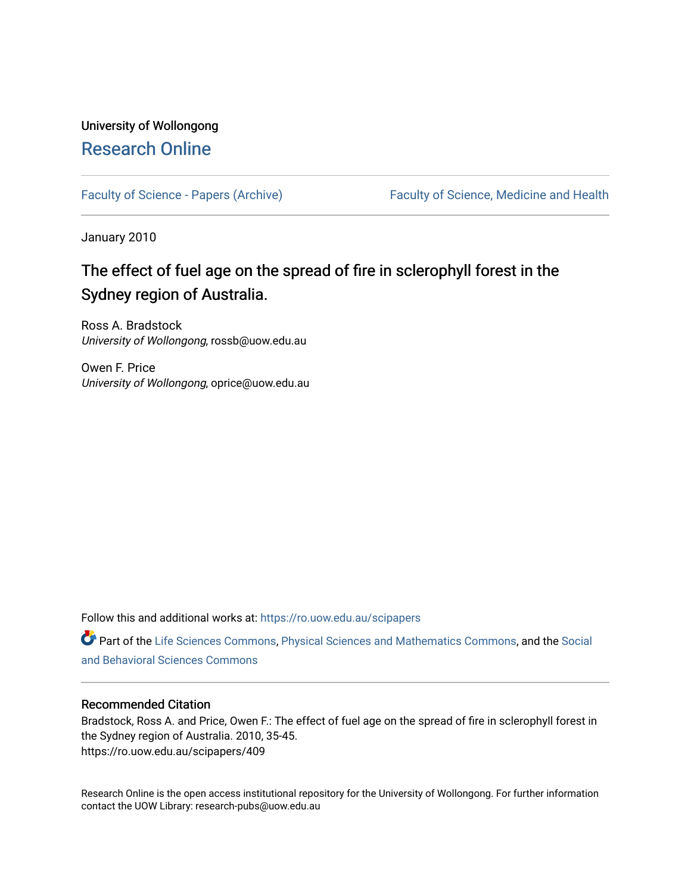University of Wollongong

# Research Online

Faculty of Science - Papers (Archive) | Faculty of Science, Medicine and Health

January 2010

## The effect of fuel age on the spread of fire in sclerophyll forest in the Sydney region of Australia.

Ross A. Bradstock
*University of Wollongong*, rossb@uow.edu.au

Owen F. Price
*University of Wollongong*, oprice@uow.edu.au

Follow this and additional works at: https://ro.uow.edu.au/scipapers

Part of the Life Sciences Commons, Physical Sciences and Mathematics Commons, and the Social and Behavioral Sciences Commons

### Recommended Citation

Bradstock, Ross A. and Price, Owen F.: The effect of fuel age on the spread of fire in sclerophyll forest in the Sydney region of Australia. 2010, 35-45.
https://ro.uow.edu.au/scipapers/409

Research Online is the open access institutional repository for the University of Wollongong. For further information contact the UOW Library: research-pubs@uow.edu.au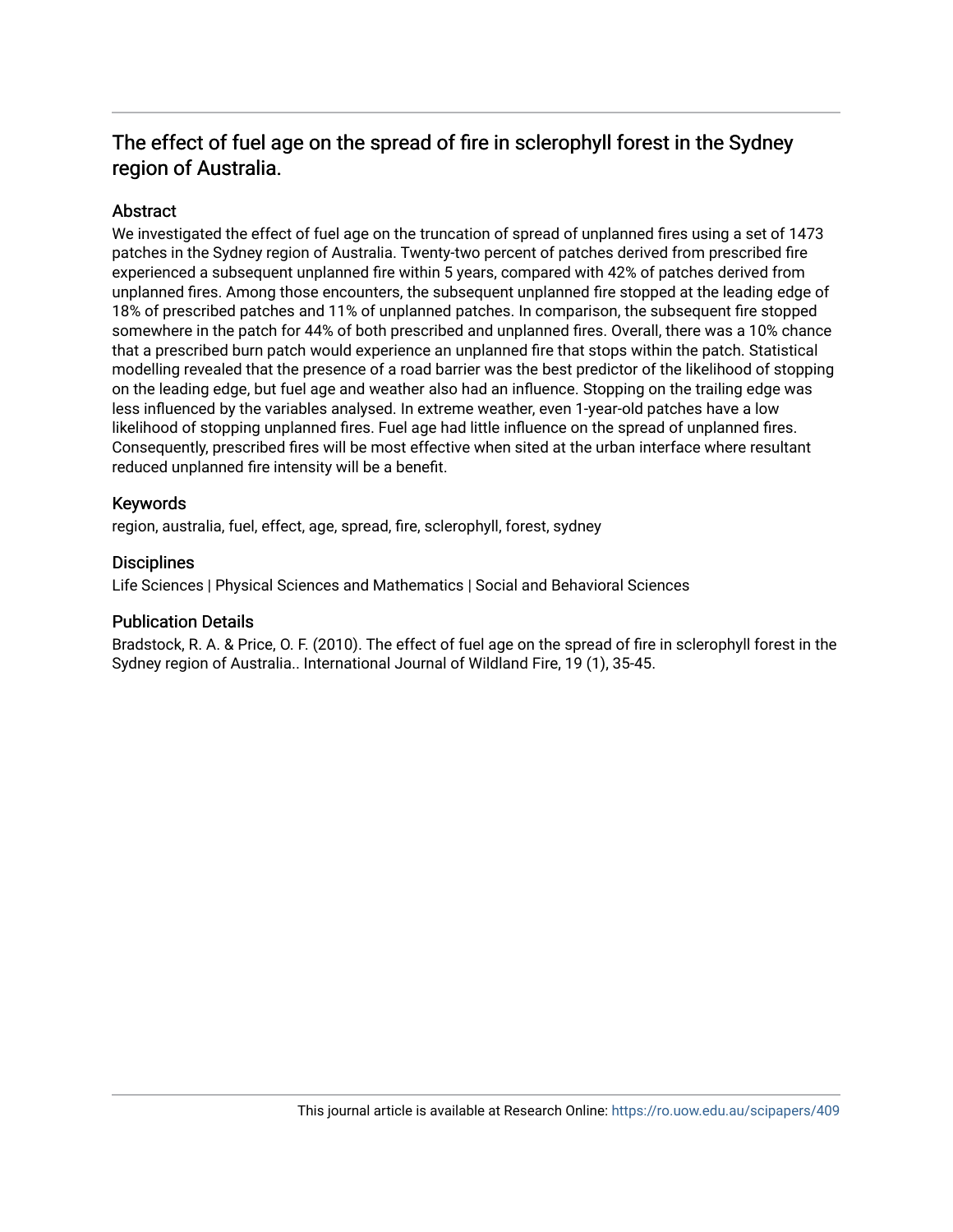# The effect of fuel age on the spread of fire in sclerophyll forest in the Sydney region of Australia.

## Abstract

We investigated the effect of fuel age on the truncation of spread of unplanned fires using a set of 1473 patches in the Sydney region of Australia. Twenty-two percent of patches derived from prescribed fire experienced a subsequent unplanned fire within 5 years, compared with 42% of patches derived from unplanned fires. Among those encounters, the subsequent unplanned fire stopped at the leading edge of 18% of prescribed patches and 11% of unplanned patches. In comparison, the subsequent fire stopped somewhere in the patch for 44% of both prescribed and unplanned fires. Overall, there was a 10% chance that a prescribed burn patch would experience an unplanned fire that stops within the patch. Statistical modelling revealed that the presence of a road barrier was the best predictor of the likelihood of stopping on the leading edge, but fuel age and weather also had an influence. Stopping on the trailing edge was less influenced by the variables analysed. In extreme weather, even 1-year-old patches have a low likelihood of stopping unplanned fires. Fuel age had little influence on the spread of unplanned fires. Consequently, prescribed fires will be most effective when sited at the urban interface where resultant reduced unplanned fire intensity will be a benefit.

## Keywords

region, australia, fuel, effect, age, spread, fire, sclerophyll, forest, sydney

## Disciplines

Life Sciences | Physical Sciences and Mathematics | Social and Behavioral Sciences

## Publication Details

Bradstock, R. A. & Price, O. F. (2010). The effect of fuel age on the spread of fire in sclerophyll forest in the Sydney region of Australia.. International Journal of Wildland Fire, 19 (1), 35-45.

This journal article is available at Research Online: https://ro.uow.edu.au/scipapers/409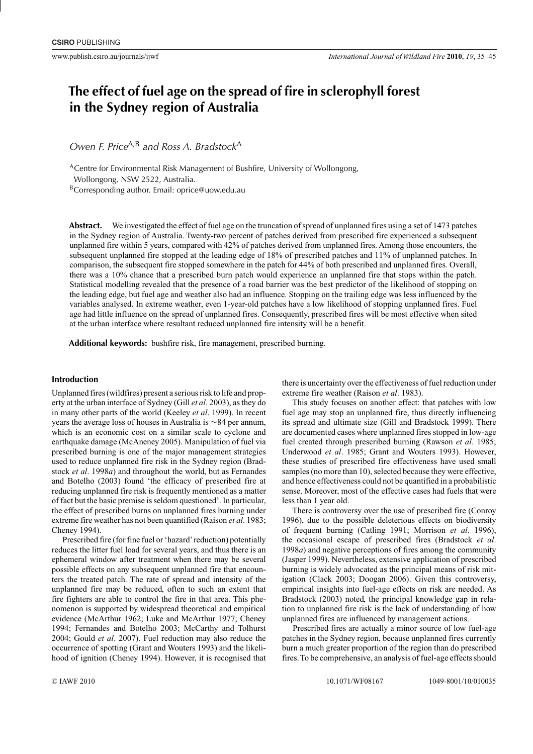# The effect of fuel age on the spread of fire in sclerophyll forest in the Sydney region of Australia

*Owen F. Price*[A,B] *and Ross A. Bradstock*[A]

[A]Centre for Environmental Risk Management of Bushfire, University of Wollongong, Wollongong, NSW 2522, Australia.

[B]Corresponding author. Email: oprice@uow.edu.au

**Abstract.** We investigated the effect of fuel age on the truncation of spread of unplanned fires using a set of 1473 patches in the Sydney region of Australia. Twenty-two percent of patches derived from prescribed fire experienced a subsequent unplanned fire within 5 years, compared with 42% of patches derived from unplanned fires. Among those encounters, the subsequent unplanned fire stopped at the leading edge of 18% of prescribed patches and 11% of unplanned patches. In comparison, the subsequent fire stopped somewhere in the patch for 44% of both prescribed and unplanned fires. Overall, there was a 10% chance that a prescribed burn patch would experience an unplanned fire that stops within the patch. Statistical modelling revealed that the presence of a road barrier was the best predictor of the likelihood of stopping on the leading edge, but fuel age and weather also had an influence. Stopping on the trailing edge was less influenced by the variables analysed. In extreme weather, even 1-year-old patches have a low likelihood of stopping unplanned fires. Fuel age had little influence on the spread of unplanned fires. Consequently, prescribed fires will be most effective when sited at the urban interface where resultant reduced unplanned fire intensity will be a benefit.

**Additional keywords:** bushfire risk, fire management, prescribed burning.

## Introduction

Unplanned fires (wildfires) present a serious risk to life and property at the urban interface of Sydney (Gill *et al*. 2003), as they do in many other parts of the world (Keeley *et al*. 1999). In recent years the average loss of houses in Australia is ~84 per annum, which is an economic cost on a similar scale to cyclone and earthquake damage (McAneney 2005). Manipulation of fuel via prescribed burning is one of the major management strategies used to reduce unplanned fire risk in the Sydney region (Bradstock *et al*. 1998*a*) and throughout the world, but as Fernandes and Botelho (2003) found 'the efficacy of prescribed fire at reducing unplanned fire risk is frequently mentioned as a matter of fact but the basic premise is seldom questioned'. In particular, the effect of prescribed burns on unplanned fires burning under extreme fire weather has not been quantified (Raison *et al*. 1983; Cheney 1994).

Prescribed fire (for fine fuel or 'hazard' reduction) potentially reduces the litter fuel load for several years, and thus there is an ephemeral window after treatment when there may be several possible effects on any subsequent unplanned fire that encounters the treated patch. The rate of spread and intensity of the unplanned fire may be reduced, often to such an extent that fire fighters are able to control the fire in that area. This phenomenon is supported by widespread theoretical and empirical evidence (McArthur 1962; Luke and McArthur 1977; Cheney 1994; Fernandes and Botelho 2003; McCarthy and Tolhurst 2004; Gould *et al*. 2007). Fuel reduction may also reduce the occurrence of spotting (Grant and Wouters 1993) and the likelihood of ignition (Cheney 1994). However, it is recognised that there is uncertainty over the effectiveness of fuel reduction under extreme fire weather (Raison *et al*. 1983).

This study focuses on another effect: that patches with low fuel age may stop an unplanned fire, thus directly influencing its spread and ultimate size (Gill and Bradstock 1999). There are documented cases where unplanned fires stopped in low-age fuel created through prescribed burning (Rawson *et al*. 1985; Underwood *et al*. 1985; Grant and Wouters 1993). However, these studies of prescribed fire effectiveness have used small samples (no more than 10), selected because they were effective, and hence effectiveness could not be quantified in a probabilistic sense. Moreover, most of the effective cases had fuels that were less than 1 year old.

There is controversy over the use of prescribed fire (Conroy 1996), due to the possible deleterious effects on biodiversity of frequent burning (Catling 1991; Morrison *et al*. 1996), the occasional escape of prescribed fires (Bradstock *et al*. 1998*a*) and negative perceptions of fires among the community (Jasper 1999). Nevertheless, extensive application of prescribed burning is widely advocated as the principal means of risk mitigation (Clack 2003; Doogan 2006). Given this controversy, empirical insights into fuel-age effects on risk are needed. As Bradstock (2003) noted, the principal knowledge gap in relation to unplanned fire risk is the lack of understanding of how unplanned fires are influenced by management actions.

Prescribed fires are actually a minor source of low fuel-age patches in the Sydney region, because unplanned fires currently burn a much greater proportion of the region than do prescribed fires. To be comprehensive, an analysis of fuel-age effects should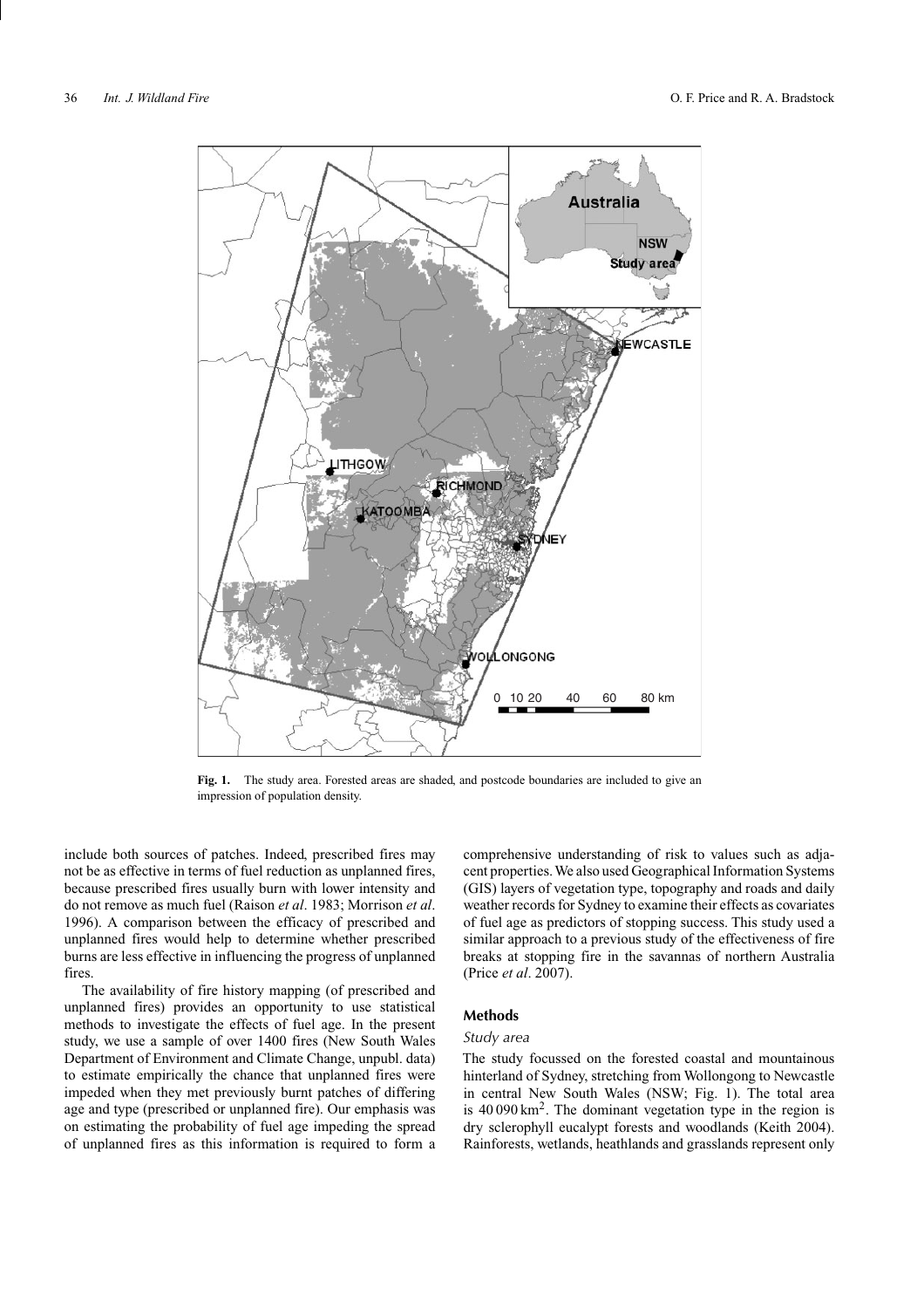**Fig. 1.** The study area. Forested areas are shaded, and postcode boundaries are included to give an impression of population density.

include both sources of patches. Indeed, prescribed fires may not be as effective in terms of fuel reduction as unplanned fires, because prescribed fires usually burn with lower intensity and do not remove as much fuel (Raison *et al*. 1983; Morrison *et al*. 1996). A comparison between the efficacy of prescribed and unplanned fires would help to determine whether prescribed burns are less effective in influencing the progress of unplanned fires.

The availability of fire history mapping (of prescribed and unplanned fires) provides an opportunity to use statistical methods to investigate the effects of fuel age. In the present study, we use a sample of over 1400 fires (New South Wales Department of Environment and Climate Change, unpubl. data) to estimate empirically the chance that unplanned fires were impeded when they met previously burnt patches of differing age and type (prescribed or unplanned fire). Our emphasis was on estimating the probability of fuel age impeding the spread of unplanned fires as this information is required to form a comprehensive understanding of risk to values such as adjacent properties. We also used Geographical Information Systems (GIS) layers of vegetation type, topography and roads and daily weather records for Sydney to examine their effects as covariates of fuel age as predictors of stopping success. This study used a similar approach to a previous study of the effectiveness of fire breaks at stopping fire in the savannas of northern Australia (Price *et al*. 2007).

## Methods

### *Study area*

The study focussed on the forested coastal and mountainous hinterland of Sydney, stretching from Wollongong to Newcastle in central New South Wales (NSW; Fig. 1). The total area is 40 090 $km^2$. The dominant vegetation type in the region is dry sclerophyll eucalypt forests and woodlands (Keith 2004). Rainforests, wetlands, heathlands and grasslands represent only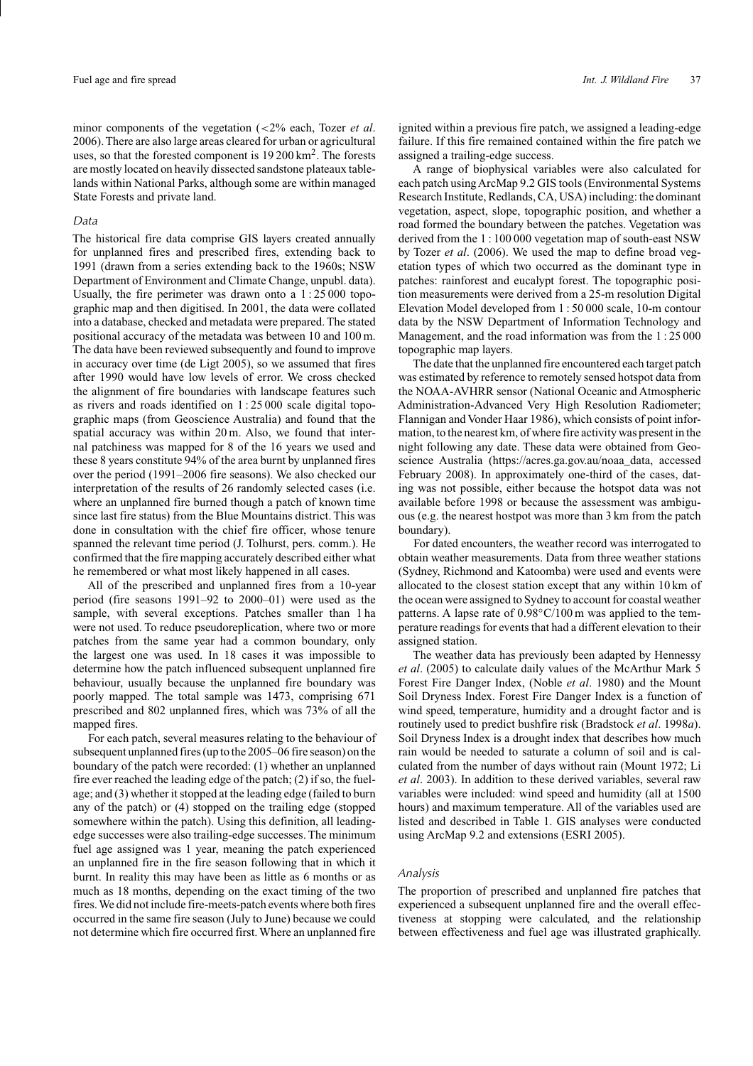minor components of the vegetation (<2% each, Tozer *et al*. 2006). There are also large areas cleared for urban or agricultural uses, so that the forested component is 19 200 km$^2$. The forests are mostly located on heavily dissected sandstone plateaux tablelands within National Parks, although some are within managed State Forests and private land.

### *Data*

The historical fire data comprise GIS layers created annually for unplanned fires and prescribed fires, extending back to 1991 (drawn from a series extending back to the 1960s; NSW Department of Environment and Climate Change, unpubl. data). Usually, the fire perimeter was drawn onto a 1 : 25 000 topographic map and then digitised. In 2001, the data were collated into a database, checked and metadata were prepared. The stated positional accuracy of the metadata was between 10 and 100 m. The data have been reviewed subsequently and found to improve in accuracy over time (de Ligt 2005), so we assumed that fires after 1990 would have low levels of error. We cross checked the alignment of fire boundaries with landscape features such as rivers and roads identified on 1 : 25 000 scale digital topographic maps (from Geoscience Australia) and found that the spatial accuracy was within 20 m. Also, we found that internal patchiness was mapped for 8 of the 16 years we used and these 8 years constitute 94% of the area burnt by unplanned fires over the period (1991–2006 fire seasons). We also checked our interpretation of the results of 26 randomly selected cases (i.e. where an unplanned fire burned though a patch of known time since last fire status) from the Blue Mountains district. This was done in consultation with the chief fire officer, whose tenure spanned the relevant time period (J. Tolhurst, pers. comm.). He confirmed that the fire mapping accurately described either what he remembered or what most likely happened in all cases.

All of the prescribed and unplanned fires from a 10-year period (fire seasons 1991–92 to 2000–01) were used as the sample, with several exceptions. Patches smaller than 1 ha were not used. To reduce pseudoreplication, where two or more patches from the same year had a common boundary, only the largest one was used. In 18 cases it was impossible to determine how the patch influenced subsequent unplanned fire behaviour, usually because the unplanned fire boundary was poorly mapped. The total sample was 1473, comprising 671 prescribed and 802 unplanned fires, which was 73% of all the mapped fires.

For each patch, several measures relating to the behaviour of subsequent unplanned fires (up to the 2005–06 fire season) on the boundary of the patch were recorded: (1) whether an unplanned fire ever reached the leading edge of the patch; (2) if so, the fuel-age; and (3) whether it stopped at the leading edge (failed to burn any of the patch) or (4) stopped on the trailing edge (stopped somewhere within the patch). Using this definition, all leading-edge successes were also trailing-edge successes. The minimum fuel age assigned was 1 year, meaning the patch experienced an unplanned fire in the fire season following that in which it burnt. In reality this may have been as little as 6 months or as much as 18 months, depending on the exact timing of the two fires. We did not include fire-meets-patch events where both fires occurred in the same fire season (July to June) because we could not determine which fire occurred first. Where an unplanned fire ignited within a previous fire patch, we assigned a leading-edge failure. If this fire remained contained within the fire patch we assigned a trailing-edge success.

A range of biophysical variables were also calculated for each patch using ArcMap 9.2 GIS tools (Environmental Systems Research Institute, Redlands, CA, USA) including: the dominant vegetation, aspect, slope, topographic position, and whether a road formed the boundary between the patches. Vegetation was derived from the 1 : 100 000 vegetation map of south-east NSW by Tozer *et al*. (2006). We used the map to define broad vegetation types of which two occurred as the dominant type in patches: rainforest and eucalypt forest. The topographic position measurements were derived from a 25-m resolution Digital Elevation Model developed from 1 : 50 000 scale, 10-m contour data by the NSW Department of Information Technology and Management, and the road information was from the 1 : 25 000 topographic map layers.

The date that the unplanned fire encountered each target patch was estimated by reference to remotely sensed hotspot data from the NOAA-AVHRR sensor (National Oceanic and Atmospheric Administration-Advanced Very High Resolution Radiometer; Flannigan and Vonder Haar 1986), which consists of point information, to the nearest km, of where fire activity was present in the night following any date. These data were obtained from Geoscience Australia (https://acres.ga.gov.au/noaa_data, accessed February 2008). In approximately one-third of the cases, dating was not possible, either because the hotspot data was not available before 1998 or because the assessment was ambiguous (e.g. the nearest hostpot was more than 3 km from the patch boundary).

For dated encounters, the weather record was interrogated to obtain weather measurements. Data from three weather stations (Sydney, Richmond and Katoomba) were used and events were allocated to the closest station except that any within 10 km of the ocean were assigned to Sydney to account for coastal weather patterns. A lapse rate of 0.98°C/100 m was applied to the temperature readings for events that had a different elevation to their assigned station.

The weather data has previously been adapted by Hennessy *et al*. (2005) to calculate daily values of the McArthur Mark 5 Forest Fire Danger Index, (Noble *et al*. 1980) and the Mount Soil Dryness Index. Forest Fire Danger Index is a function of wind speed, temperature, humidity and a drought factor and is routinely used to predict bushfire risk (Bradstock *et al*. 1998*a*). Soil Dryness Index is a drought index that describes how much rain would be needed to saturate a column of soil and is calculated from the number of days without rain (Mount 1972; Li *et al*. 2003). In addition to these derived variables, several raw variables were included: wind speed and humidity (all at 1500 hours) and maximum temperature. All of the variables used are listed and described in Table 1. GIS analyses were conducted using ArcMap 9.2 and extensions (ESRI 2005).

### *Analysis*

The proportion of prescribed and unplanned fire patches that experienced a subsequent unplanned fire and the overall effectiveness at stopping were calculated, and the relationship between effectiveness and fuel age was illustrated graphically.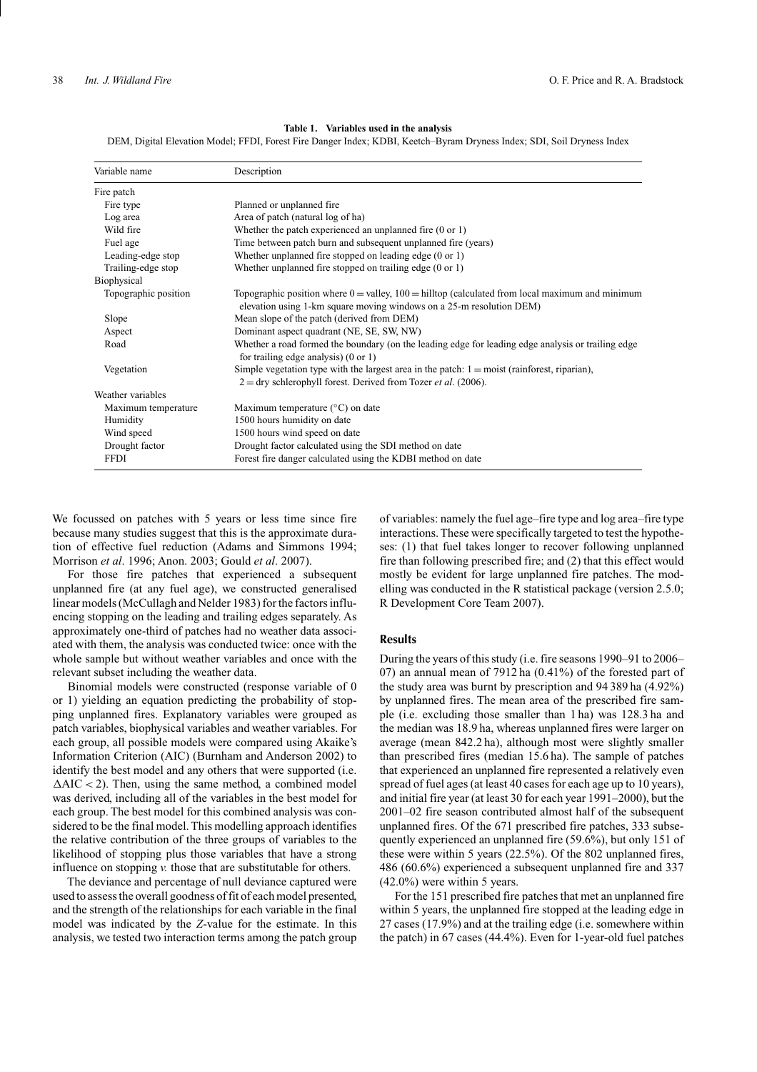**Table 1. Variables used in the analysis**

DEM, Digital Elevation Model; FFDI, Forest Fire Danger Index; KDBI, Keetch–Byram Dryness Index; SDI, Soil Dryness Index

| Variable name | Description |
|---|---|
| Fire patch | |
| Fire type | Planned or unplanned fire |
| Log area | Area of patch (natural log of ha) |
| Wild fire | Whether the patch experienced an unplanned fire (0 or 1) |
| Fuel age | Time between patch burn and subsequent unplanned fire (years) |
| Leading-edge stop | Whether unplanned fire stopped on leading edge (0 or 1) |
| Trailing-edge stop | Whether unplanned fire stopped on trailing edge (0 or 1) |
| Biophysical | |
| Topographic position | Topographic position where 0 = valley, 100 = hilltop (calculated from local maximum and minimum elevation using 1-km square moving windows on a 25-m resolution DEM) |
| Slope | Mean slope of the patch (derived from DEM) |
| Aspect | Dominant aspect quadrant (NE, SE, SW, NW) |
| Road | Whether a road formed the boundary (on the leading edge for leading edge analysis or trailing edge for trailing edge analysis) (0 or 1) |
| Vegetation | Simple vegetation type with the largest area in the patch: 1 = moist (rainforest, riparian), 2 = dry schlerophyll forest. Derived from Tozer *et al*. (2006). |
| Weather variables | |
| Maximum temperature | Maximum temperature (°C) on date |
| Humidity | 1500 hours humidity on date |
| Wind speed | 1500 hours wind speed on date |
| Drought factor | Drought factor calculated using the SDI method on date |
| FFDI | Forest fire danger calculated using the KDBI method on date |

We focussed on patches with 5 years or less time since fire because many studies suggest that this is the approximate duration of effective fuel reduction (Adams and Simmons 1994; Morrison *et al*. 1996; Anon. 2003; Gould *et al*. 2007).

For those fire patches that experienced a subsequent unplanned fire (at any fuel age), we constructed generalised linear models (McCullagh and Nelder 1983) for the factors influencing stopping on the leading and trailing edges separately. As approximately one-third of patches had no weather data associated with them, the analysis was conducted twice: once with the whole sample but without weather variables and once with the relevant subset including the weather data.

Binomial models were constructed (response variable of 0 or 1) yielding an equation predicting the probability of stopping unplanned fires. Explanatory variables were grouped as patch variables, biophysical variables and weather variables. For each group, all possible models were compared using Akaike's Information Criterion (AIC) (Burnham and Anderson 2002) to identify the best model and any others that were supported (i.e. $\Delta AIC < 2$). Then, using the same method, a combined model was derived, including all of the variables in the best model for each group. The best model for this combined analysis was considered to be the final model. This modelling approach identifies the relative contribution of the three groups of variables to the likelihood of stopping plus those variables that have a strong influence on stopping *v.* those that are substitutable for others.

The deviance and percentage of null deviance captured were used to assess the overall goodness of fit of each model presented, and the strength of the relationships for each variable in the final model was indicated by the *Z*-value for the estimate. In this analysis, we tested two interaction terms among the patch group of variables: namely the fuel age–fire type and log area–fire type interactions. These were specifically targeted to test the hypotheses: (1) that fuel takes longer to recover following unplanned fire than following prescribed fire; and (2) that this effect would mostly be evident for large unplanned fire patches. The modelling was conducted in the R statistical package (version 2.5.0; R Development Core Team 2007).

## Results

During the years of this study (i.e. fire seasons 1990–91 to 2006–07) an annual mean of 7912 ha (0.41%) of the forested part of the study area was burnt by prescription and 94 389 ha (4.92%) by unplanned fires. The mean area of the prescribed fire sample (i.e. excluding those smaller than 1 ha) was 128.3 ha and the median was 18.9 ha, whereas unplanned fires were larger on average (mean 842.2 ha), although most were slightly smaller than prescribed fires (median 15.6 ha). The sample of patches that experienced an unplanned fire represented a relatively even spread of fuel ages (at least 40 cases for each age up to 10 years), and initial fire year (at least 30 for each year 1991–2000), but the 2001–02 fire season contributed almost half of the subsequent unplanned fires. Of the 671 prescribed fire patches, 333 subsequently experienced an unplanned fire (59.6%), but only 151 of these were within 5 years (22.5%). Of the 802 unplanned fires, 486 (60.6%) experienced a subsequent unplanned fire and 337 (42.0%) were within 5 years.

For the 151 prescribed fire patches that met an unplanned fire within 5 years, the unplanned fire stopped at the leading edge in 27 cases (17.9%) and at the trailing edge (i.e. somewhere within the patch) in 67 cases (44.4%). Even for 1-year-old fuel patches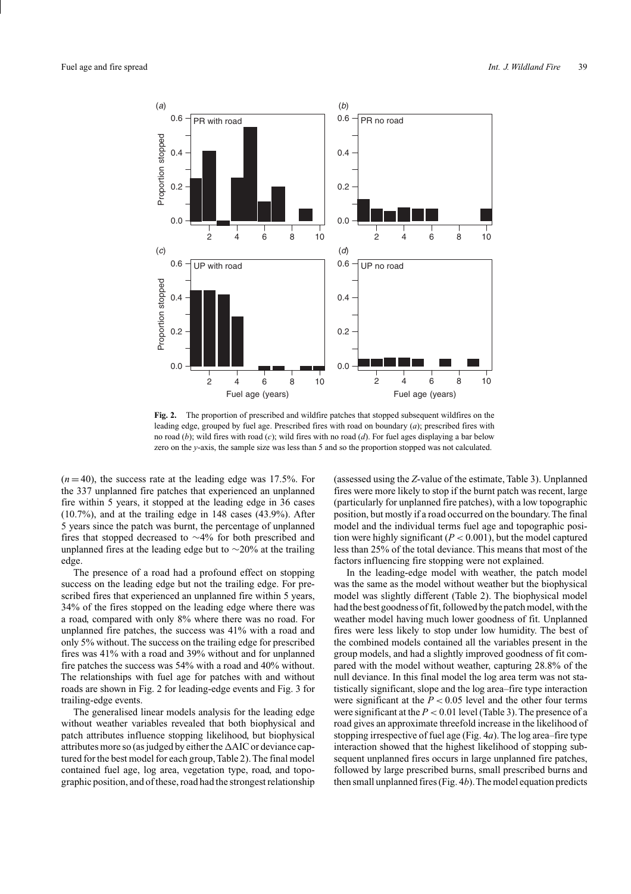**Fig. 2.** The proportion of prescribed and wildfire patches that stopped subsequent wildfires on the leading edge, grouped by fuel age. Prescribed fires with road on boundary (*a*); prescribed fires with no road (*b*); wild fires with road (*c*); wild fires with no road (*d*). For fuel ages displaying a bar below zero on the *y*-axis, the sample size was less than 5 and so the proportion stopped was not calculated.

($n = 40$), the success rate at the leading edge was 17.5%. For the 337 unplanned fire patches that experienced an unplanned fire within 5 years, it stopped at the leading edge in 36 cases (10.7%), and at the trailing edge in 148 cases (43.9%). After 5 years since the patch was burnt, the percentage of unplanned fires that stopped decreased to ~4% for both prescribed and unplanned fires at the leading edge but to ~20% at the trailing edge.

The presence of a road had a profound effect on stopping success on the leading edge but not the trailing edge. For prescribed fires that experienced an unplanned fire within 5 years, 34% of the fires stopped on the leading edge where there was a road, compared with only 8% where there was no road. For unplanned fire patches, the success was 41% with a road and only 5% without. The success on the trailing edge for prescribed fires was 41% with a road and 39% without and for unplanned fire patches the success was 54% with a road and 40% without. The relationships with fuel age for patches with and without roads are shown in Fig. 2 for leading-edge events and Fig. 3 for trailing-edge events.

The generalised linear models analysis for the leading edge without weather variables revealed that both biophysical and patch attributes influence stopping likelihood, but biophysical attributes more so (as judged by either the ΔAIC or deviance captured for the best model for each group, Table 2). The final model contained fuel age, log area, vegetation type, road, and topographic position, and of these, road had the strongest relationship (assessed using the *Z*-value of the estimate, Table 3). Unplanned fires were more likely to stop if the burnt patch was recent, large (particularly for unplanned fire patches), with a low topographic position, but mostly if a road occurred on the boundary. The final model and the individual terms fuel age and topographic position were highly significant ($P < 0.001$), but the model captured less than 25% of the total deviance. This means that most of the factors influencing fire stopping were not explained.

In the leading-edge model with weather, the patch model was the same as the model without weather but the biophysical model was slightly different (Table 2). The biophysical model had the best goodness of fit, followed by the patch model, with the weather model having much lower goodness of fit. Unplanned fires were less likely to stop under low humidity. The best of the combined models contained all the variables present in the group models, and had a slightly improved goodness of fit compared with the model without weather, capturing 28.8% of the null deviance. In this final model the log area term was not statistically significant, slope and the log area–fire type interaction were significant at the $P < 0.05$ level and the other four terms were significant at the $P < 0.01$ level (Table 3). The presence of a road gives an approximate threefold increase in the likelihood of stopping irrespective of fuel age (Fig. 4*a*). The log area–fire type interaction showed that the highest likelihood of stopping subsequent unplanned fires occurs in large unplanned fire patches, followed by large prescribed burns, small prescribed burns and then small unplanned fires (Fig. 4*b*). The model equation predicts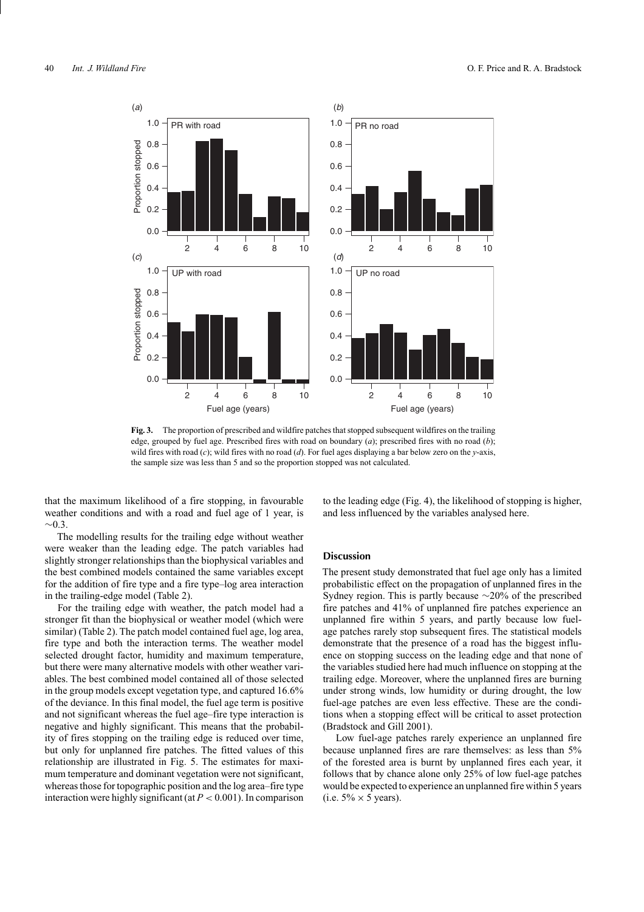**Fig. 3.** The proportion of prescribed and wildfire patches that stopped subsequent wildfires on the trailing edge, grouped by fuel age. Prescribed fires with road on boundary (*a*); prescribed fires with no road (*b*); wild fires with road (*c*); wild fires with no road (*d*). For fuel ages displaying a bar below zero on the *y*-axis, the sample size was less than 5 and so the proportion stopped was not calculated.

that the maximum likelihood of a fire stopping, in favourable weather conditions and with a road and fuel age of 1 year, is $\sim$0.3.

The modelling results for the trailing edge without weather were weaker than the leading edge. The patch variables had slightly stronger relationships than the biophysical variables and the best combined models contained the same variables except for the addition of fire type and a fire type–log area interaction in the trailing-edge model (Table 2).

For the trailing edge with weather, the patch model had a stronger fit than the biophysical or weather model (which were similar) (Table 2). The patch model contained fuel age, log area, fire type and both the interaction terms. The weather model selected drought factor, humidity and maximum temperature, but there were many alternative models with other weather variables. The best combined model contained all of those selected in the group models except vegetation type, and captured 16.6% of the deviance. In this final model, the fuel age term is positive and not significant whereas the fuel age–fire type interaction is negative and highly significant. This means that the probability of fires stopping on the trailing edge is reduced over time, but only for unplanned fire patches. The fitted values of this relationship are illustrated in Fig. 5. The estimates for maximum temperature and dominant vegetation were not significant, whereas those for topographic position and the log area–fire type interaction were highly significant (at $P < 0.001$). In comparison to the leading edge (Fig. 4), the likelihood of stopping is higher, and less influenced by the variables analysed here.

## Discussion

The present study demonstrated that fuel age only has a limited probabilistic effect on the propagation of unplanned fires in the Sydney region. This is partly because $\sim$20% of the prescribed fire patches and 41% of unplanned fire patches experience an unplanned fire within 5 years, and partly because low fuel-age patches rarely stop subsequent fires. The statistical models demonstrate that the presence of a road has the biggest influence on stopping success on the leading edge and that none of the variables studied here had much influence on stopping at the trailing edge. Moreover, where the unplanned fires are burning under strong winds, low humidity or during drought, the low fuel-age patches are even less effective. These are the conditions when a stopping effect will be critical to asset protection (Bradstock and Gill 2001).

Low fuel-age patches rarely experience an unplanned fire because unplanned fires are rare themselves: as less than 5% of the forested area is burnt by unplanned fires each year, it follows that by chance alone only 25% of low fuel-age patches would be expected to experience an unplanned fire within 5 years (i.e. 5% $\times$ 5 years).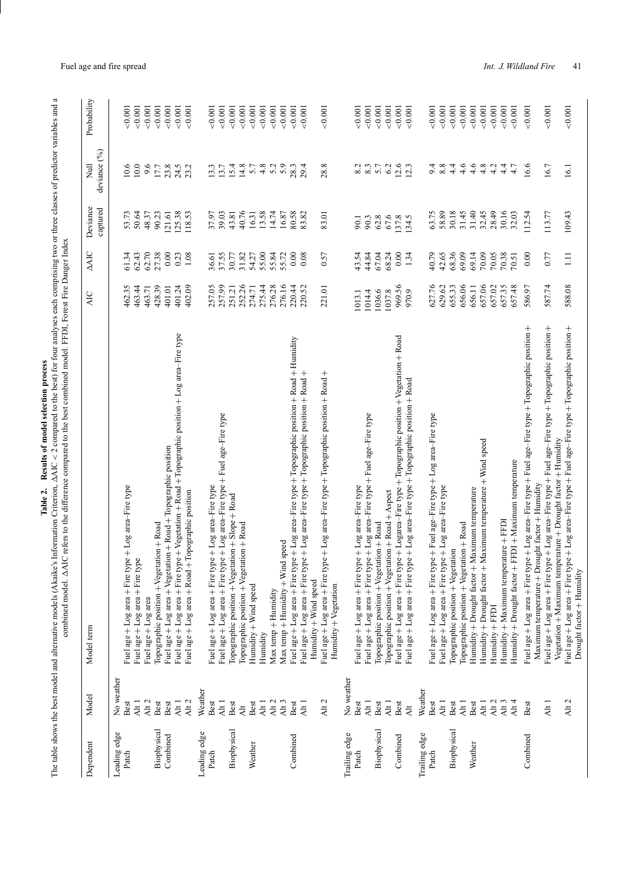**Table 2. Results of model selection process**

The table shows the best model and alternative models (Akaike's Information Criterion, ΔAIC < 2 compared to the best) for four analyses each comprising two or three classes of predictor variables and a combined model. ΔAIC refers to the difference compared to the best combined model. FFDI, Forest Fire Danger Index

| Dependent | Model | Model term | AIC | ΔAIC | Deviance captured | Null deviance (%) | Probability |
|---|---|---|---|---|---|---|---|
| Leading edge | No weather | | | | | | |
| Patch | Best | Fuel age + Log area + Fire type + Log area–Fire type | 462.35 | 61.34 | 53.73 | 10.6 | <0.001 |
| | Alt 1 | Fuel age + Log area + Fire type | 463.44 | 62.43 | 50.64 | 10.0 | <0.001 |
| | Alt 2 | Fuel age + Log area | 463.71 | 62.70 | 48.37 | 9.6 | <0.001 |
| Biophysical | Best | Topographic position + Vegetation + Road | 428.39 | 27.38 | 90.23 | 17.7 | <0.001 |
| Combined | Best | Fuel age + Log area + Vegetation + Road + Topographic position | 401.01 | 0.00 | 121.61 | 23.8 | <0.001 |
| | Alt 1 | Fuel age + Log area + Fire type + Vegetation + Road + Topographic position + Log area–Fire type | 401.24 | 0.23 | 125.38 | 24.5 | <0.001 |
| | Alt 2 | Fuel age + Log area + Road + Topographic position | 402.09 | 1.08 | 118.53 | 23.2 | <0.001 |
| Leading edge | Weather | | | | | | |
| Patch | Best | Fuel age + Log area + Fire type + Log area–Fire type | 257.05 | 36.61 | 37.97 | 13.3 | <0.001 |
| | Alt 1 | Fuel age + Log area + Fire type + Log area–Fire type + Fuel age–Fire type | 257.99 | 37.55 | 39.03 | 13.7 | <0.001 |
| Biophysical | Best | Topographic position + Vegetation + Slope + Road | 251.21 | 30.77 | 43.81 | 15.4 | <0.001 |
| | Alt | Topographic position + Vegetation + Road | 252.26 | 31.82 | 40.76 | 14.8 | <0.001 |
| Weather | Best | Humidity + Wind speed | 274.71 | 54.27 | 16.31 | 5.7 | <0.001 |
| | Alt 1 | Humidity | 275.44 | 55.00 | 13.58 | 4.8 | <0.001 |
| | Alt 2 | Max temp + Humidity | 276.28 | 55.84 | 14.74 | 5.2 | <0.001 |
| | Alt 3 | Max temp + Humidity + Wind speed | 276.16 | 55.72 | 16.87 | 5.9 | <0.001 |
| Combined | Best | Fuel age + Log area + Fire type + Log area–Fire type + Topographic position + Road + Humidity | 220.44 | 0.00 | 80.58 | 28.3 | <0.001 |
| | Alt 1 | Fuel age + Log area + Fire type + Log area–Fire type + Topographic position + Road + Humidity + Wind speed | 220.52 | 0.08 | 83.82 | 29.4 | <0.001 |
| | Alt 2 | Fuel age + Log area + Fire type + Log area–Fire type + Topographic position + Road + Humidity + Vegetation | 221.01 | 0.57 | 83.01 | 28.8 | <0.001 |
| Trailing edge | No weather | | | | | | |
| Patch | Best | Fuel age + Log area + Fire type + Log area–Fire type | 1013.1 | 43.54 | 90.1 | 8.2 | <0.001 |
| | Alt 1 | Fuel age + Log area + Fire type + Log area–Fire type + Fuel age–Fire type | 1014.4 | 44.84 | 90.3 | 8.3 | <0.001 |
| Biophysical | Best | Topographic position + Vegetation + Road | 1036.6 | 67.04 | 62.8 | 5.7 | <0.001 |
| | Alt 1 | Topographic position + Vegetation + Road + Aspect | 1037.8 | 68.24 | 67.6 | 6.2 | <0.001 |
| Combined | Best | Fuel age + Log area + Fire type + Logarea–Fire type + Topographic position + Vegetation + Road | 969.56 | 0.00 | 137.8 | 12.6 | <0.001 |
| | Alt | Fuel age + Log area + Fire type + Log area–Fire type + Topographic position + Road | 970.9 | 1.34 | 134.5 | 12.3 | <0.001 |
| Trailing edge | Weather | | | | | | |
| Patch | Best | Fuel age + Log area + Fire type + Fuel age–Fire type + Log area–Fire type | 627.76 | 40.79 | 63.75 | 9.4 | <0.001 |
| | Alt 1 | Fuel age + Log area + Fire type + Log area–Fire type | 629.62 | 42.65 | 58.89 | 8.8 | <0.001 |
| Biophysical | Best | Topographic position + Vegetation | 655.33 | 68.36 | 30.18 | 4.4 | <0.001 |
| | Alt 1 | Topographic position + Vegetation + Road | 656.06 | 69.09 | 31.45 | 4.6 | <0.001 |
| Weather | Best | Humidity + Drought factor + Maximum temperature | 656.11 | 69.14 | 31.40 | 4.6 | <0.001 |
| | Alt 1 | Humidity + Drought factor + Maximum temperature + Wind speed | 657.06 | 70.09 | 32.45 | 4.8 | <0.001 |
| | Alt 2 | Humidity + FFDI | 657.02 | 70.05 | 28.49 | 4.2 | <0.001 |
| | Alt 3 | Humidity + Maximum temperature + FFDI | 657.35 | 70.38 | 30.16 | 4.4 | <0.001 |
| | Alt 4 | Humidity + Drought factor + FFDI + Maximum temperature | 657.48 | 70.51 | 32.03 | 4.7 | <0.001 |
| Combined | Best | Fuel age + Log area + Fire type + Log area–Fire type + Fuel age–Fire type + Topographic position + Maximum temperature + Drought factor + Humidity | 586.97 | 0.00 | 112.54 | 16.6 | <0.001 |
| | Alt 1 | Fuel age + Log area + Fire type + Log area–Fire type + Fuel age–Fire type + Topographic position + Vegetation + Maximum temperature + Drought factor + Humidity | 587.74 | 0.77 | 113.77 | 16.7 | <0.001 |
| | Alt 2 | Fuel age + Log area + Fire type + Log area–Fire type + Fuel age–Fire type + Topographic position + Drought factor + Humidity | 588.08 | 1.11 | 109.43 | 16.1 | <0.001 |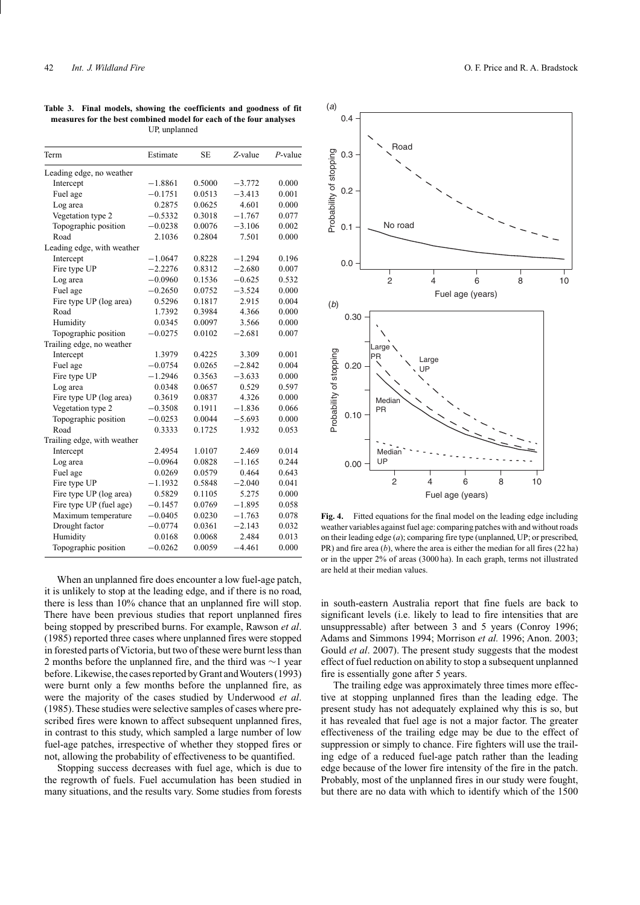**Table 3. Final models, showing the coefficients and goodness of fit measures for the best combined model for each of the four analyses**
UP, unplanned

| Term | Estimate | SE | *Z*-value | *P*-value |
|---|---|---|---|---|
| Leading edge, no weather | | | | |
| Intercept | −1.8861 | 0.5000 | −3.772 | 0.000 |
| Fuel age | −0.1751 | 0.0513 | −3.413 | 0.001 |
| Log area | 0.2875 | 0.0625 | 4.601 | 0.000 |
| Vegetation type 2 | −0.5332 | 0.3018 | −1.767 | 0.077 |
| Topographic position | −0.0238 | 0.0076 | −3.106 | 0.002 |
| Road | 2.1036 | 0.2804 | 7.501 | 0.000 |
| Leading edge, with weather | | | | |
| Intercept | −1.0647 | 0.8228 | −1.294 | 0.196 |
| Fire type UP | −2.2276 | 0.8312 | −2.680 | 0.007 |
| Log area | −0.0960 | 0.1536 | −0.625 | 0.532 |
| Fuel age | −0.2650 | 0.0752 | −3.524 | 0.000 |
| Fire type UP (log area) | 0.5296 | 0.1817 | 2.915 | 0.004 |
| Road | 1.7392 | 0.3984 | 4.366 | 0.000 |
| Humidity | 0.0345 | 0.0097 | 3.566 | 0.000 |
| Topographic position | −0.0275 | 0.0102 | −2.681 | 0.007 |
| Trailing edge, no weather | | | | |
| Intercept | 1.3979 | 0.4225 | 3.309 | 0.001 |
| Fuel age | −0.0754 | 0.0265 | −2.842 | 0.004 |
| Fire type UP | −1.2946 | 0.3563 | −3.633 | 0.000 |
| Log area | 0.0348 | 0.0657 | 0.529 | 0.597 |
| Fire type UP (log area) | 0.3619 | 0.0837 | 4.326 | 0.000 |
| Vegetation type 2 | −0.3508 | 0.1911 | −1.836 | 0.066 |
| Topographic position | −0.0253 | 0.0044 | −5.693 | 0.000 |
| Road | 0.3333 | 0.1725 | 1.932 | 0.053 |
| Trailing edge, with weather | | | | |
| Intercept | 2.4954 | 1.0107 | 2.469 | 0.014 |
| Log area | −0.0964 | 0.0828 | −1.165 | 0.244 |
| Fuel age | 0.0269 | 0.0579 | 0.464 | 0.643 |
| Fire type UP | −1.1932 | 0.5848 | −2.040 | 0.041 |
| Fire type UP (log area) | 0.5829 | 0.1105 | 5.275 | 0.000 |
| Fire type UP (fuel age) | −0.1457 | 0.0769 | −1.895 | 0.058 |
| Maximum temperature | −0.0405 | 0.0230 | −1.763 | 0.078 |
| Drought factor | −0.0774 | 0.0361 | −2.143 | 0.032 |
| Humidity | 0.0168 | 0.0068 | 2.484 | 0.013 |
| Topographic position | −0.0262 | 0.0059 | −4.461 | 0.000 |

When an unplanned fire does encounter a low fuel-age patch, it is unlikely to stop at the leading edge, and if there is no road, there is less than 10% chance that an unplanned fire will stop. There have been previous studies that report unplanned fires being stopped by prescribed burns. For example, Rawson *et al*. (1985) reported three cases where unplanned fires were stopped in forested parts of Victoria, but two of these were burnt less than 2 months before the unplanned fire, and the third was ∼1 year before. Likewise, the cases reported by Grant and Wouters (1993) were burnt only a few months before the unplanned fire, as were the majority of the cases studied by Underwood *et al*. (1985). These studies were selective samples of cases where prescribed fires were known to affect subsequent unplanned fires, in contrast to this study, which sampled a large number of low fuel-age patches, irrespective of whether they stopped fires or not, allowing the probability of effectiveness to be quantified.

Stopping success decreases with fuel age, which is due to the regrowth of fuels. Fuel accumulation has been studied in many situations, and the results vary. Some studies from forests in south-eastern Australia report that fine fuels are back to significant levels (i.e. likely to lead to fire intensities that are unsuppressable) after between 3 and 5 years (Conroy 1996; Adams and Simmons 1994; Morrison *et al.* 1996; Anon. 2003; Gould *et al*. 2007). The present study suggests that the modest effect of fuel reduction on ability to stop a subsequent unplanned fire is essentially gone after 5 years.

The trailing edge was approximately three times more effective at stopping unplanned fires than the leading edge. The present study has not adequately explained why this is so, but it has revealed that fuel age is not a major factor. The greater effectiveness of the trailing edge may be due to the effect of suppression or simply to chance. Fire fighters will use the trailing edge of a reduced fuel-age patch rather than the leading edge because of the lower fire intensity of the fire in the patch. Probably, most of the unplanned fires in our study were fought, but there are no data with which to identify which of the 1500

**Fig. 4.** Fitted equations for the final model on the leading edge including weather variables against fuel age: comparing patches with and without roads on their leading edge (*a*); comparing fire type (unplanned, UP; or prescribed, PR) and fire area (*b*), where the area is either the median for all fires (22 ha) or in the upper 2% of areas (3000 ha). In each graph, terms not illustrated are held at their median values.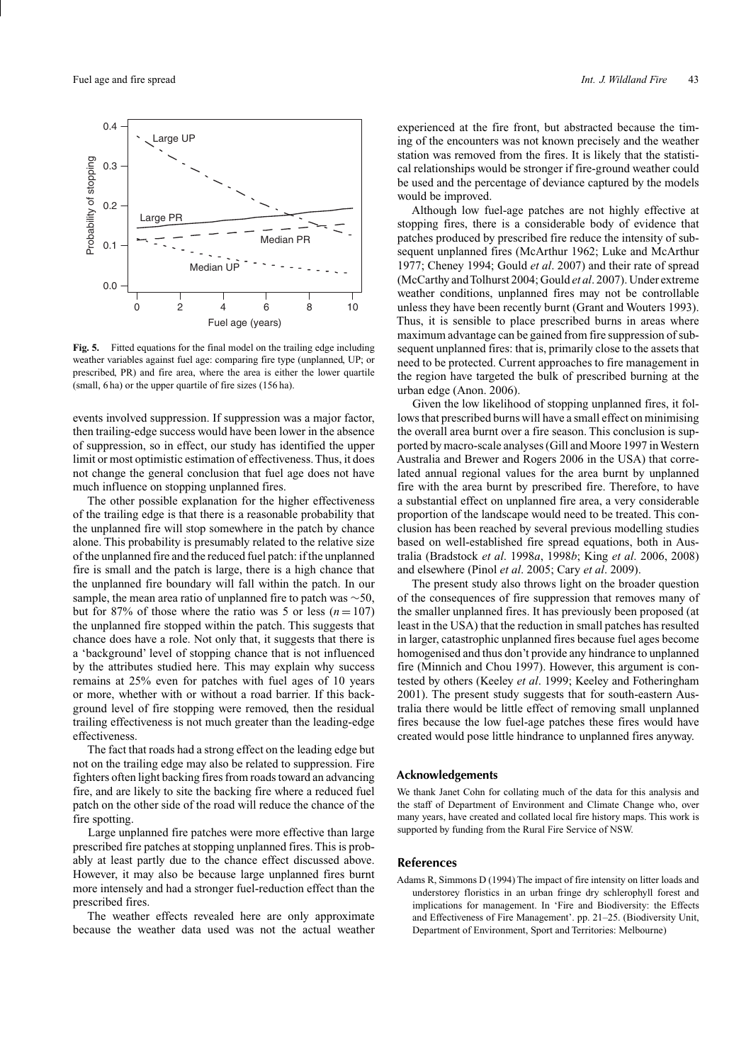Fig. 5. Fitted equations for the final model on the trailing edge including weather variables against fuel age: comparing fire type (unplanned, UP; or prescribed, PR) and fire area, where the area is either the lower quartile (small, 6 ha) or the upper quartile of fire sizes (156 ha).

events involved suppression. If suppression was a major factor, then trailing-edge success would have been lower in the absence of suppression, so in effect, our study has identified the upper limit or most optimistic estimation of effectiveness. Thus, it does not change the general conclusion that fuel age does not have much influence on stopping unplanned fires.

The other possible explanation for the higher effectiveness of the trailing edge is that there is a reasonable probability that the unplanned fire will stop somewhere in the patch by chance alone. This probability is presumably related to the relative size of the unplanned fire and the reduced fuel patch: if the unplanned fire is small and the patch is large, there is a high chance that the unplanned fire boundary will fall within the patch. In our sample, the mean area ratio of unplanned fire to patch was ~50, but for 87% of those where the ratio was 5 or less ($n = 107$) the unplanned fire stopped within the patch. This suggests that chance does have a role. Not only that, it suggests that there is a 'background' level of stopping chance that is not influenced by the attributes studied here. This may explain why success remains at 25% even for patches with fuel ages of 10 years or more, whether with or without a road barrier. If this background level of fire stopping were removed, then the residual trailing effectiveness is not much greater than the leading-edge effectiveness.

The fact that roads had a strong effect on the leading edge but not on the trailing edge may also be related to suppression. Fire fighters often light backing fires from roads toward an advancing fire, and are likely to site the backing fire where a reduced fuel patch on the other side of the road will reduce the chance of the fire spotting.

Large unplanned fire patches were more effective than large prescribed fire patches at stopping unplanned fires. This is probably at least partly due to the chance effect discussed above. However, it may also be because large unplanned fires burnt more intensely and had a stronger fuel-reduction effect than the prescribed fires.

The weather effects revealed here are only approximate because the weather data used was not the actual weather experienced at the fire front, but abstracted because the timing of the encounters was not known precisely and the weather station was removed from the fires. It is likely that the statistical relationships would be stronger if fire-ground weather could be used and the percentage of deviance captured by the models would be improved.

Although low fuel-age patches are not highly effective at stopping fires, there is a considerable body of evidence that patches produced by prescribed fire reduce the intensity of subsequent unplanned fires (McArthur 1962; Luke and McArthur 1977; Cheney 1994; Gould *et al*. 2007) and their rate of spread (McCarthy and Tolhurst 2004; Gould *et al*. 2007). Under extreme weather conditions, unplanned fires may not be controllable unless they have been recently burnt (Grant and Wouters 1993). Thus, it is sensible to place prescribed burns in areas where maximum advantage can be gained from fire suppression of subsequent unplanned fires: that is, primarily close to the assets that need to be protected. Current approaches to fire management in the region have targeted the bulk of prescribed burning at the urban edge (Anon. 2006).

Given the low likelihood of stopping unplanned fires, it follows that prescribed burns will have a small effect on minimising the overall area burnt over a fire season. This conclusion is supported by macro-scale analyses (Gill and Moore 1997 in Western Australia and Brewer and Rogers 2006 in the USA) that correlated annual regional values for the area burnt by unplanned fire with the area burnt by prescribed fire. Therefore, to have a substantial effect on unplanned fire area, a very considerable proportion of the landscape would need to be treated. This conclusion has been reached by several previous modelling studies based on well-established fire spread equations, both in Australia (Bradstock *et al*. 1998*a*, 1998*b*; King *et al*. 2006, 2008) and elsewhere (Pinol *et al*. 2005; Cary *et al*. 2009).

The present study also throws light on the broader question of the consequences of fire suppression that removes many of the smaller unplanned fires. It has previously been proposed (at least in the USA) that the reduction in small patches has resulted in larger, catastrophic unplanned fires because fuel ages become homogenised and thus don't provide any hindrance to unplanned fire (Minnich and Chou 1997). However, this argument is contested by others (Keeley *et al*. 1999; Keeley and Fotheringham 2001). The present study suggests that for south-eastern Australia there would be little effect of removing small unplanned fires because the low fuel-age patches these fires would have created would pose little hindrance to unplanned fires anyway.

## Acknowledgements

We thank Janet Cohn for collating much of the data for this analysis and the staff of Department of Environment and Climate Change who, over many years, have created and collated local fire history maps. This work is supported by funding from the Rural Fire Service of NSW.

## References

Adams R, Simmons D (1994) The impact of fire intensity on litter loads and understorey floristics in an urban fringe dry schlerophyll forest and implications for management. In 'Fire and Biodiversity: the Effects and Effectiveness of Fire Management'. pp. 21–25. (Biodiversity Unit, Department of Environment, Sport and Territories: Melbourne)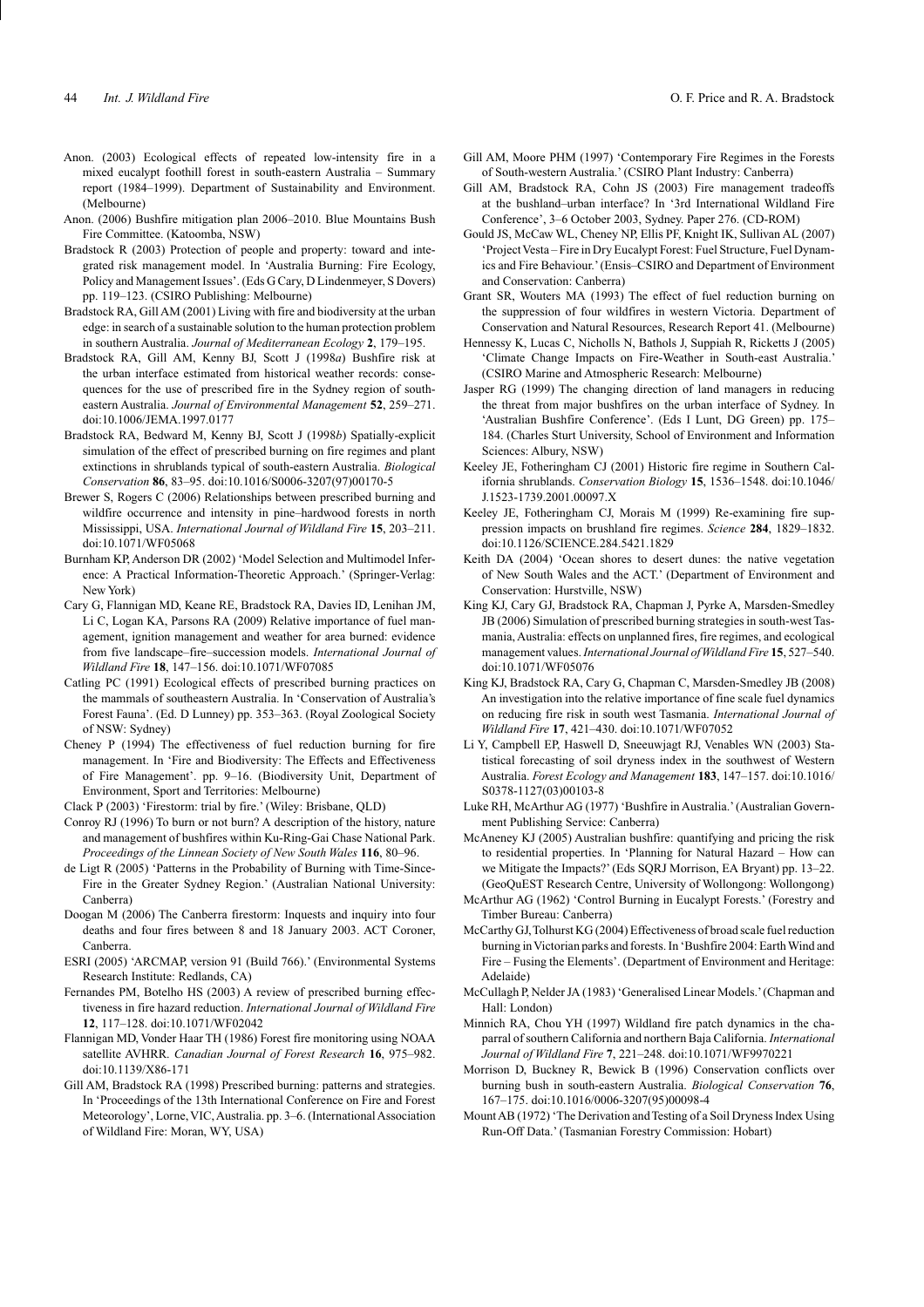Anon. (2003) Ecological effects of repeated low-intensity fire in a mixed eucalypt foothill forest in south-eastern Australia – Summary report (1984–1999). Department of Sustainability and Environment. (Melbourne)

Anon. (2006) Bushfire mitigation plan 2006–2010. Blue Mountains Bush Fire Committee. (Katoomba, NSW)

Bradstock R (2003) Protection of people and property: toward and integrated risk management model. In 'Australia Burning: Fire Ecology, Policy and Management Issues'. (Eds G Cary, D Lindenmeyer, S Dovers) pp. 119–123. (CSIRO Publishing: Melbourne)

Bradstock RA, Gill AM (2001) Living with fire and biodiversity at the urban edge: in search of a sustainable solution to the human protection problem in southern Australia. *Journal of Mediterranean Ecology* **2**, 179–195.

Bradstock RA, Gill AM, Kenny BJ, Scott J (1998*a*) Bushfire risk at the urban interface estimated from historical weather records: consequences for the use of prescribed fire in the Sydney region of south-eastern Australia. *Journal of Environmental Management* **52**, 259–271. doi:10.1006/JEMA.1997.0177

Bradstock RA, Bedward M, Kenny BJ, Scott J (1998*b*) Spatially-explicit simulation of the effect of prescribed burning on fire regimes and plant extinctions in shrublands typical of south-eastern Australia. *Biological Conservation* **86**, 83–95. doi:10.1016/S0006-3207(97)00170-5

Brewer S, Rogers C (2006) Relationships between prescribed burning and wildfire occurrence and intensity in pine–hardwood forests in north Mississippi, USA. *International Journal of Wildland Fire* **15**, 203–211. doi:10.1071/WF05068

Burnham KP, Anderson DR (2002) 'Model Selection and Multimodel Inference: A Practical Information-Theoretic Approach.' (Springer-Verlag: New York)

Cary G, Flannigan MD, Keane RE, Bradstock RA, Davies ID, Lenihan JM, Li C, Logan KA, Parsons RA (2009) Relative importance of fuel management, ignition management and weather for area burned: evidence from five landscape–fire–succession models. *International Journal of Wildland Fire* **18**, 147–156. doi:10.1071/WF07085

Catling PC (1991) Ecological effects of prescribed burning practices on the mammals of southeastern Australia. In 'Conservation of Australia's Forest Fauna'. (Ed. D Lunney) pp. 353–363. (Royal Zoological Society of NSW: Sydney)

Cheney P (1994) The effectiveness of fuel reduction burning for fire management. In 'Fire and Biodiversity: The Effects and Effectiveness of Fire Management'. pp. 9–16. (Biodiversity Unit, Department of Environment, Sport and Territories: Melbourne)

Clack P (2003) 'Firestorm: trial by fire.' (Wiley: Brisbane, QLD)

Conroy RJ (1996) To burn or not burn? A description of the history, nature and management of bushfires within Ku-Ring-Gai Chase National Park. *Proceedings of the Linnean Society of New South Wales* **116**, 80–96.

de Ligt R (2005) 'Patterns in the Probability of Burning with Time-Since-Fire in the Greater Sydney Region.' (Australian National University: Canberra)

Doogan M (2006) The Canberra firestorm: Inquests and inquiry into four deaths and four fires between 8 and 18 January 2003. ACT Coroner, Canberra.

ESRI (2005) 'ARCMAP, version 91 (Build 766).' (Environmental Systems Research Institute: Redlands, CA)

Fernandes PM, Botelho HS (2003) A review of prescribed burning effectiveness in fire hazard reduction. *International Journal of Wildland Fire* **12**, 117–128. doi:10.1071/WF02042

Flannigan MD, Vonder Haar TH (1986) Forest fire monitoring using NOAA satellite AVHRR. *Canadian Journal of Forest Research* **16**, 975–982. doi:10.1139/X86-171

Gill AM, Bradstock RA (1998) Prescribed burning: patterns and strategies. In 'Proceedings of the 13th International Conference on Fire and Forest Meteorology', Lorne, VIC, Australia. pp. 3–6. (International Association of Wildland Fire: Moran, WY, USA)

Gill AM, Moore PHM (1997) 'Contemporary Fire Regimes in the Forests of South-western Australia.' (CSIRO Plant Industry: Canberra)

Gill AM, Bradstock RA, Cohn JS (2003) Fire management tradeoffs at the bushland–urban interface? In '3rd International Wildland Fire Conference', 3–6 October 2003, Sydney. Paper 276. (CD-ROM)

Gould JS, McCaw WL, Cheney NP, Ellis PF, Knight IK, Sullivan AL (2007) 'Project Vesta – Fire in Dry Eucalypt Forest: Fuel Structure, Fuel Dynamics and Fire Behaviour.' (Ensis–CSIRO and Department of Environment and Conservation: Canberra)

Grant SR, Wouters MA (1993) The effect of fuel reduction burning on the suppression of four wildfires in western Victoria. Department of Conservation and Natural Resources, Research Report 41. (Melbourne)

Hennessy K, Lucas C, Nicholls N, Bathols J, Suppiah R, Ricketts J (2005) 'Climate Change Impacts on Fire-Weather in South-east Australia.' (CSIRO Marine and Atmospheric Research: Melbourne)

Jasper RG (1999) The changing direction of land managers in reducing the threat from major bushfires on the urban interface of Sydney. In 'Australian Bushfire Conference'. (Eds I Lunt, DG Green) pp. 175–184. (Charles Sturt University, School of Environment and Information Sciences: Albury, NSW)

Keeley JE, Fotheringham CJ (2001) Historic fire regime in Southern California shrublands. *Conservation Biology* **15**, 1536–1548. doi:10.1046/J.1523-1739.2001.00097.X

Keeley JE, Fotheringham CJ, Morais M (1999) Re-examining fire suppression impacts on brushland fire regimes. *Science* **284**, 1829–1832. doi:10.1126/SCIENCE.284.5421.1829

Keith DA (2004) 'Ocean shores to desert dunes: the native vegetation of New South Wales and the ACT.' (Department of Environment and Conservation: Hurstville, NSW)

King KJ, Cary GJ, Bradstock RA, Chapman J, Pyrke A, Marsden-Smedley JB (2006) Simulation of prescribed burning strategies in south-west Tasmania, Australia: effects on unplanned fires, fire regimes, and ecological management values. *International Journal of Wildland Fire* **15**, 527–540. doi:10.1071/WF05076

King KJ, Bradstock RA, Cary G, Chapman C, Marsden-Smedley JB (2008) An investigation into the relative importance of fine scale fuel dynamics on reducing fire risk in south west Tasmania. *International Journal of Wildland Fire* **17**, 421–430. doi:10.1071/WF07052

Li Y, Campbell EP, Haswell D, Sneeuwjagt RJ, Venables WN (2003) Statistical forecasting of soil dryness index in the southwest of Western Australia. *Forest Ecology and Management* **183**, 147–157. doi:10.1016/S0378-1127(03)00103-8

Luke RH, McArthur AG (1977) 'Bushfire in Australia.' (Australian Government Publishing Service: Canberra)

McAneney KJ (2005) Australian bushfire: quantifying and pricing the risk to residential properties. In 'Planning for Natural Hazard – How can we Mitigate the Impacts?' (Eds SQRJ Morrison, EA Bryant) pp. 13–22. (GeoQuEST Research Centre, University of Wollongong: Wollongong)

McArthur AG (1962) 'Control Burning in Eucalypt Forests.' (Forestry and Timber Bureau: Canberra)

McCarthy GJ, Tolhurst KG (2004) Effectiveness of broad scale fuel reduction burning in Victorian parks and forests. In 'Bushfire 2004: Earth Wind and Fire – Fusing the Elements'. (Department of Environment and Heritage: Adelaide)

McCullagh P, Nelder JA (1983) 'Generalised Linear Models.' (Chapman and Hall: London)

Minnich RA, Chou YH (1997) Wildland fire patch dynamics in the chaparral of southern California and northern Baja California. *International Journal of Wildland Fire* **7**, 221–248. doi:10.1071/WF9970221

Morrison D, Buckney R, Bewick B (1996) Conservation conflicts over burning bush in south-eastern Australia. *Biological Conservation* **76**, 167–175. doi:10.1016/0006-3207(95)00098-4

Mount AB (1972) 'The Derivation and Testing of a Soil Dryness Index Using Run-Off Data.' (Tasmanian Forestry Commission: Hobart)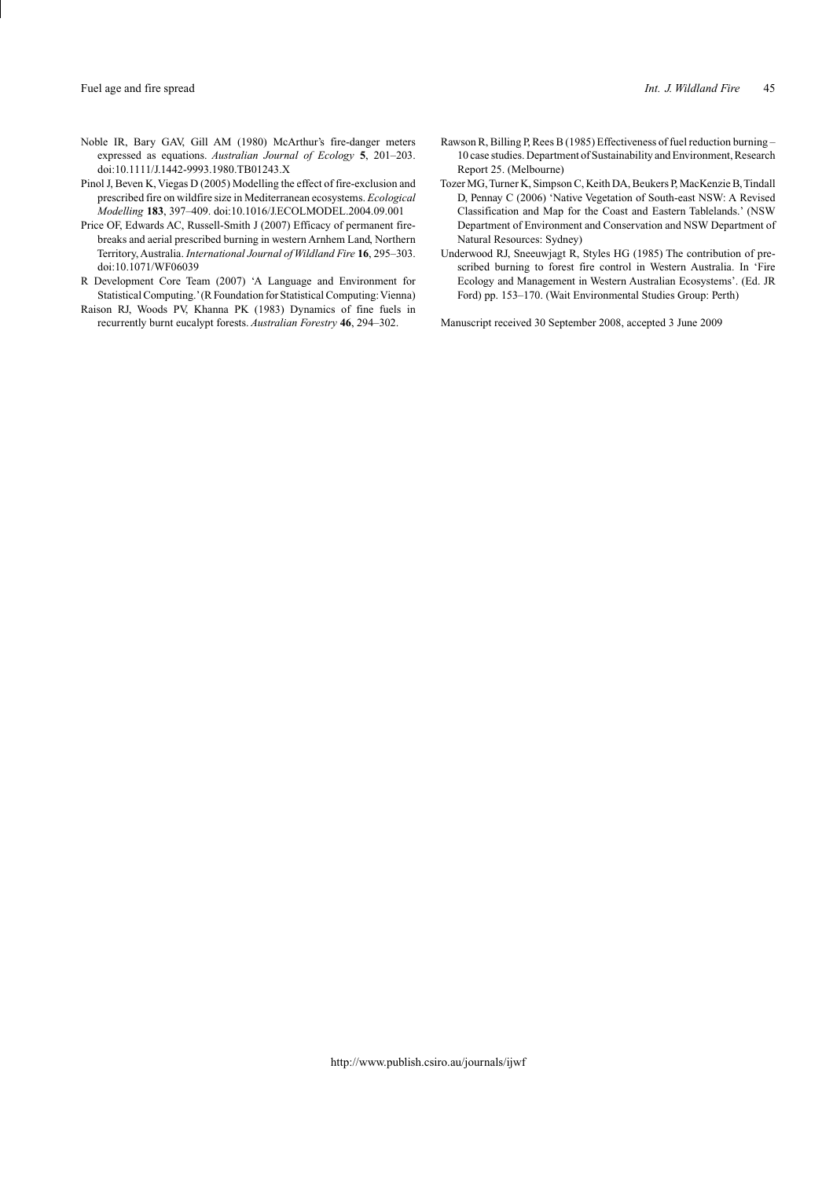Noble IR, Bary GAV, Gill AM (1980) McArthur's fire-danger meters expressed as equations. *Australian Journal of Ecology* **5**, 201–203. doi:10.1111/J.1442-9993.1980.TB01243.X

Pinol J, Beven K, Viegas D (2005) Modelling the effect of fire-exclusion and prescribed fire on wildfire size in Mediterranean ecosystems. *Ecological Modelling* **183**, 397–409. doi:10.1016/J.ECOLMODEL.2004.09.001

Price OF, Edwards AC, Russell-Smith J (2007) Efficacy of permanent firebreaks and aerial prescribed burning in western Arnhem Land, Northern Territory, Australia. *International Journal of Wildland Fire* **16**, 295–303. doi:10.1071/WF06039

R Development Core Team (2007) 'A Language and Environment for Statistical Computing.' (R Foundation for Statistical Computing: Vienna)

Raison RJ, Woods PV, Khanna PK (1983) Dynamics of fine fuels in recurrently burnt eucalypt forests. *Australian Forestry* **46**, 294–302.

Rawson R, Billing P, Rees B (1985) Effectiveness of fuel reduction burning – 10 case studies. Department of Sustainability and Environment, Research Report 25. (Melbourne)

Tozer MG, Turner K, Simpson C, Keith DA, Beukers P, MacKenzie B, Tindall D, Pennay C (2006) 'Native Vegetation of South-east NSW: A Revised Classification and Map for the Coast and Eastern Tablelands.' (NSW Department of Environment and Conservation and NSW Department of Natural Resources: Sydney)

Underwood RJ, Sneeuwjagt R, Styles HG (1985) The contribution of prescribed burning to forest fire control in Western Australia. In 'Fire Ecology and Management in Western Australian Ecosystems'. (Ed. JR Ford) pp. 153–170. (Wait Environmental Studies Group: Perth)

Manuscript received 30 September 2008, accepted 3 June 2009